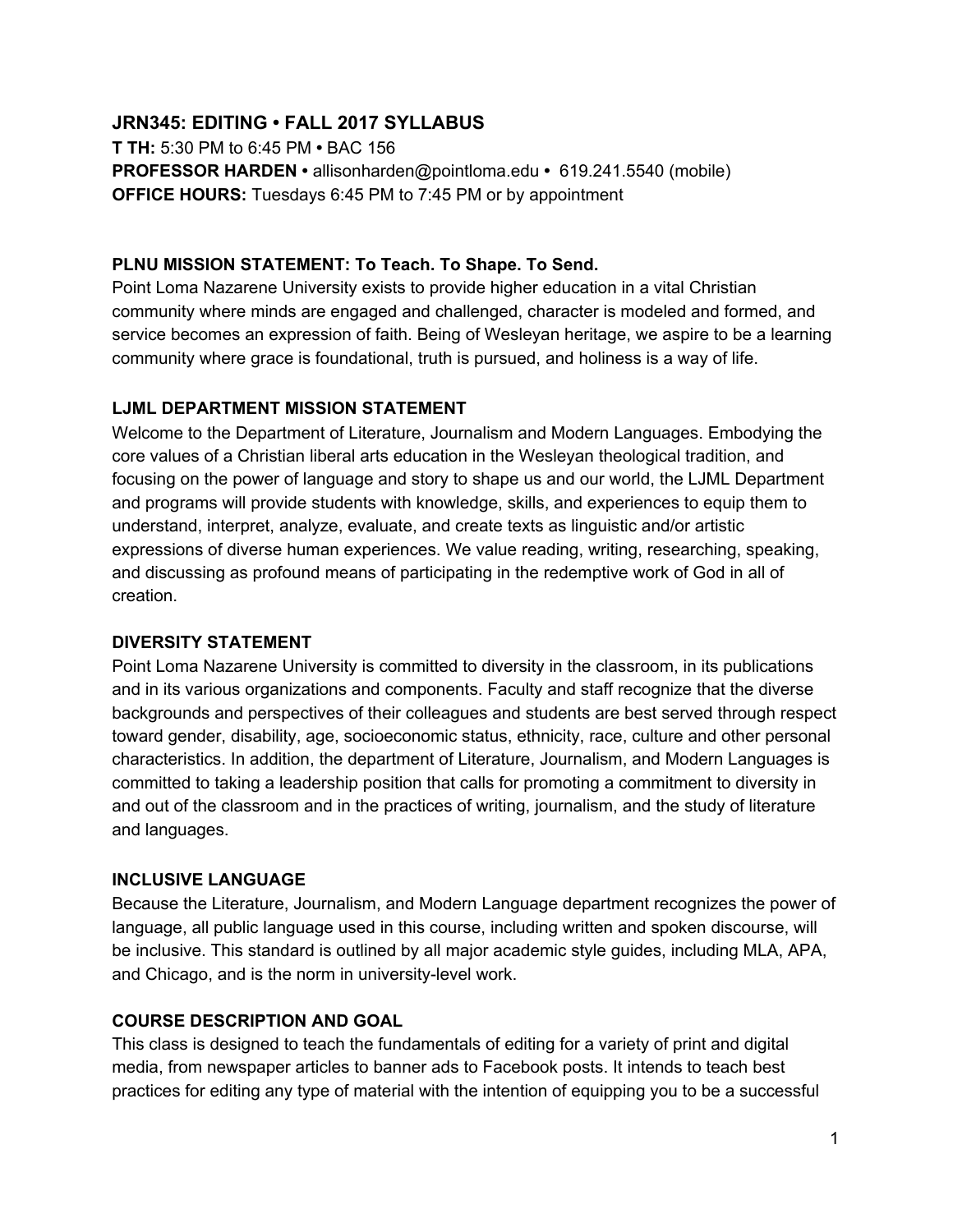## JRN345: EDITING • FALL 2017 SYLLABUS

**T TH:** 5:30 PM to 6:45 PM **•** BAC 156
**PROFESSOR HARDEN •** allisonharden@pointloma.edu **•** 619.241.5540 (mobile)
**OFFICE HOURS:** Tuesdays 6:45 PM to 7:45 PM or by appointment

### PLNU MISSION STATEMENT: To Teach. To Shape. To Send.

Point Loma Nazarene University exists to provide higher education in a vital Christian community where minds are engaged and challenged, character is modeled and formed, and service becomes an expression of faith. Being of Wesleyan heritage, we aspire to be a learning community where grace is foundational, truth is pursued, and holiness is a way of life.

### LJML DEPARTMENT MISSION STATEMENT

Welcome to the Department of Literature, Journalism and Modern Languages. Embodying the core values of a Christian liberal arts education in the Wesleyan theological tradition, and focusing on the power of language and story to shape us and our world, the LJML Department and programs will provide students with knowledge, skills, and experiences to equip them to understand, interpret, analyze, evaluate, and create texts as linguistic and/or artistic expressions of diverse human experiences. We value reading, writing, researching, speaking, and discussing as profound means of participating in the redemptive work of God in all of creation.

### DIVERSITY STATEMENT

Point Loma Nazarene University is committed to diversity in the classroom, in its publications and in its various organizations and components. Faculty and staff recognize that the diverse backgrounds and perspectives of their colleagues and students are best served through respect toward gender, disability, age, socioeconomic status, ethnicity, race, culture and other personal characteristics. In addition, the department of Literature, Journalism, and Modern Languages is committed to taking a leadership position that calls for promoting a commitment to diversity in and out of the classroom and in the practices of writing, journalism, and the study of literature and languages.

### INCLUSIVE LANGUAGE

Because the Literature, Journalism, and Modern Language department recognizes the power of language, all public language used in this course, including written and spoken discourse, will be inclusive. This standard is outlined by all major academic style guides, including MLA, APA, and Chicago, and is the norm in university-level work.

### COURSE DESCRIPTION AND GOAL

This class is designed to teach the fundamentals of editing for a variety of print and digital media, from newspaper articles to banner ads to Facebook posts. It intends to teach best practices for editing any type of material with the intention of equipping you to be a successful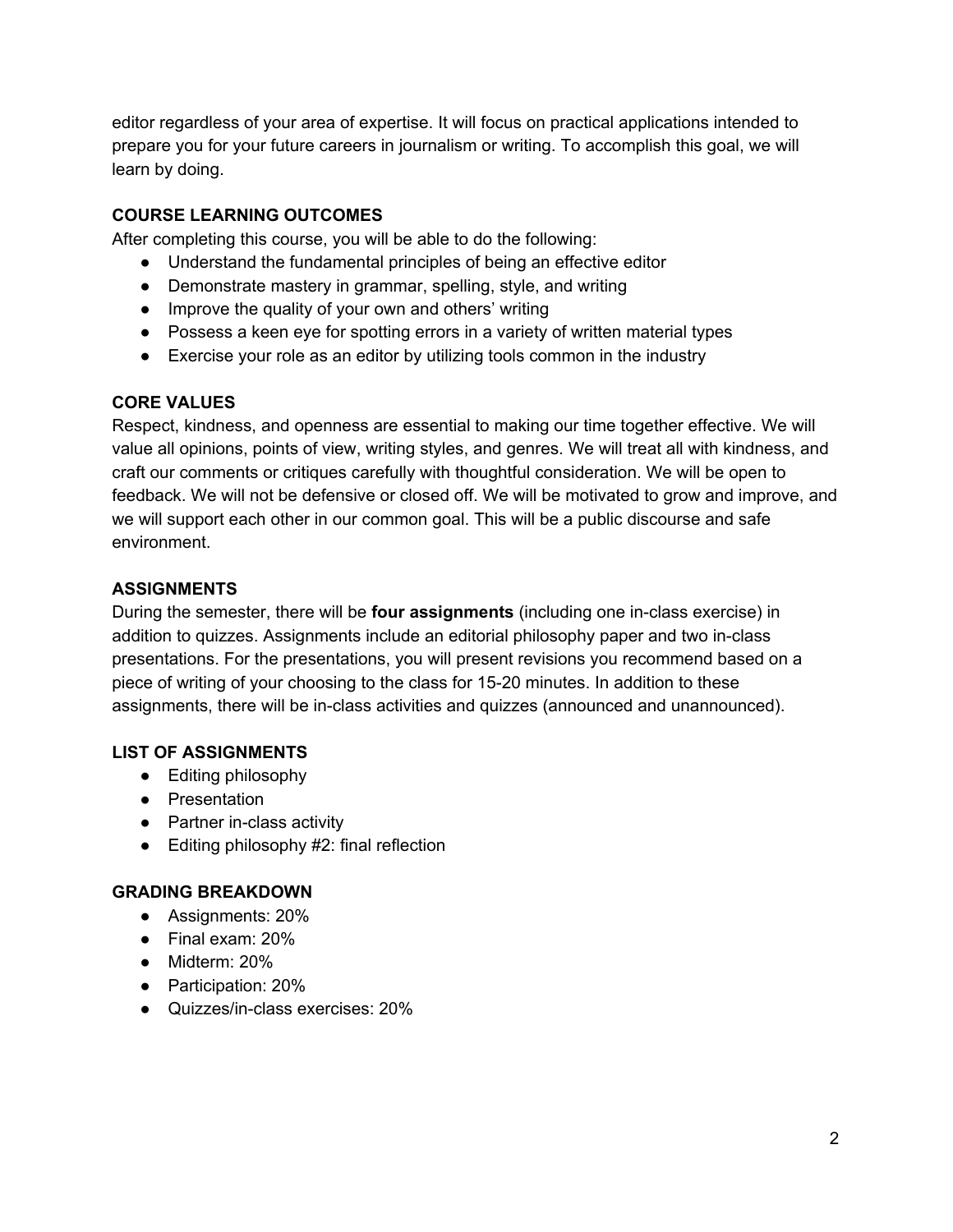editor regardless of your area of expertise. It will focus on practical applications intended to prepare you for your future careers in journalism or writing. To accomplish this goal, we will learn by doing.

## COURSE LEARNING OUTCOMES

After completing this course, you will be able to do the following:

- Understand the fundamental principles of being an effective editor
- Demonstrate mastery in grammar, spelling, style, and writing
- Improve the quality of your own and others' writing
- Possess a keen eye for spotting errors in a variety of written material types
- Exercise your role as an editor by utilizing tools common in the industry

## CORE VALUES

Respect, kindness, and openness are essential to making our time together effective. We will value all opinions, points of view, writing styles, and genres. We will treat all with kindness, and craft our comments or critiques carefully with thoughtful consideration. We will be open to feedback. We will not be defensive or closed off. We will be motivated to grow and improve, and we will support each other in our common goal. This will be a public discourse and safe environment.

## ASSIGNMENTS

During the semester, there will be **four assignments** (including one in-class exercise) in addition to quizzes. Assignments include an editorial philosophy paper and two in-class presentations. For the presentations, you will present revisions you recommend based on a piece of writing of your choosing to the class for 15-20 minutes. In addition to these assignments, there will be in-class activities and quizzes (announced and unannounced).

## LIST OF ASSIGNMENTS

- Editing philosophy
- Presentation
- Partner in-class activity
- Editing philosophy #2: final reflection

## GRADING BREAKDOWN

- Assignments: 20%
- Final exam: 20%
- Midterm: 20%
- Participation: 20%
- Quizzes/in-class exercises: 20%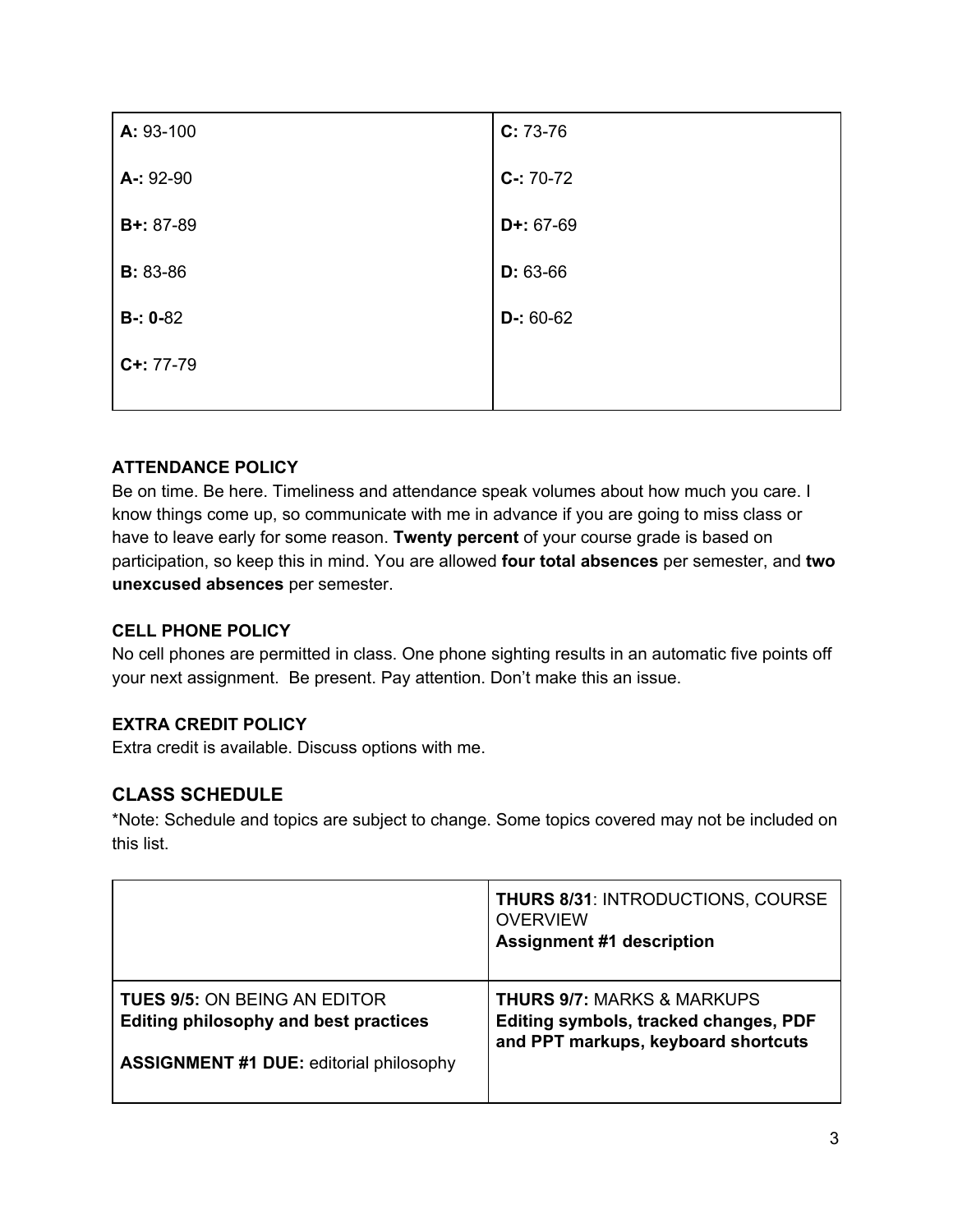| | |
|---|---|
| **A:** 93-100 | **C:** 73-76 |
| **A-:** 92-90 | **C-:** 70-72 |
| **B+:** 87-89 | **D+:** 67-69 |
| **B:** 83-86 | **D:** 63-66 |
| **B-: 0-**82 | **D-:** 60-62 |
| **C+:** 77-79 | |

### ATTENDANCE POLICY

Be on time. Be here. Timeliness and attendance speak volumes about how much you care. I know things come up, so communicate with me in advance if you are going to miss class or have to leave early for some reason. **Twenty percent** of your course grade is based on participation, so keep this in mind. You are allowed **four total absences** per semester, and **two unexcused absences** per semester.

### CELL PHONE POLICY

No cell phones are permitted in class. One phone sighting results in an automatic five points off your next assignment. Be present. Pay attention. Don't make this an issue.

### EXTRA CREDIT POLICY

Extra credit is available. Discuss options with me.

## CLASS SCHEDULE

*Note: Schedule and topics are subject to change. Some topics covered may not be included on this list.

| | |
|---|---|
| | **THURS 8/31**: INTRODUCTIONS, COURSE OVERVIEW<br>**Assignment #1 description** |
| **TUES 9/5:** ON BEING AN EDITOR<br>**Editing philosophy and best practices**<br><br>**ASSIGNMENT #1 DUE:** editorial philosophy | **THURS 9/7:** MARKS & MARKUPS<br>**Editing symbols, tracked changes, PDF and PPT markups, keyboard shortcuts** |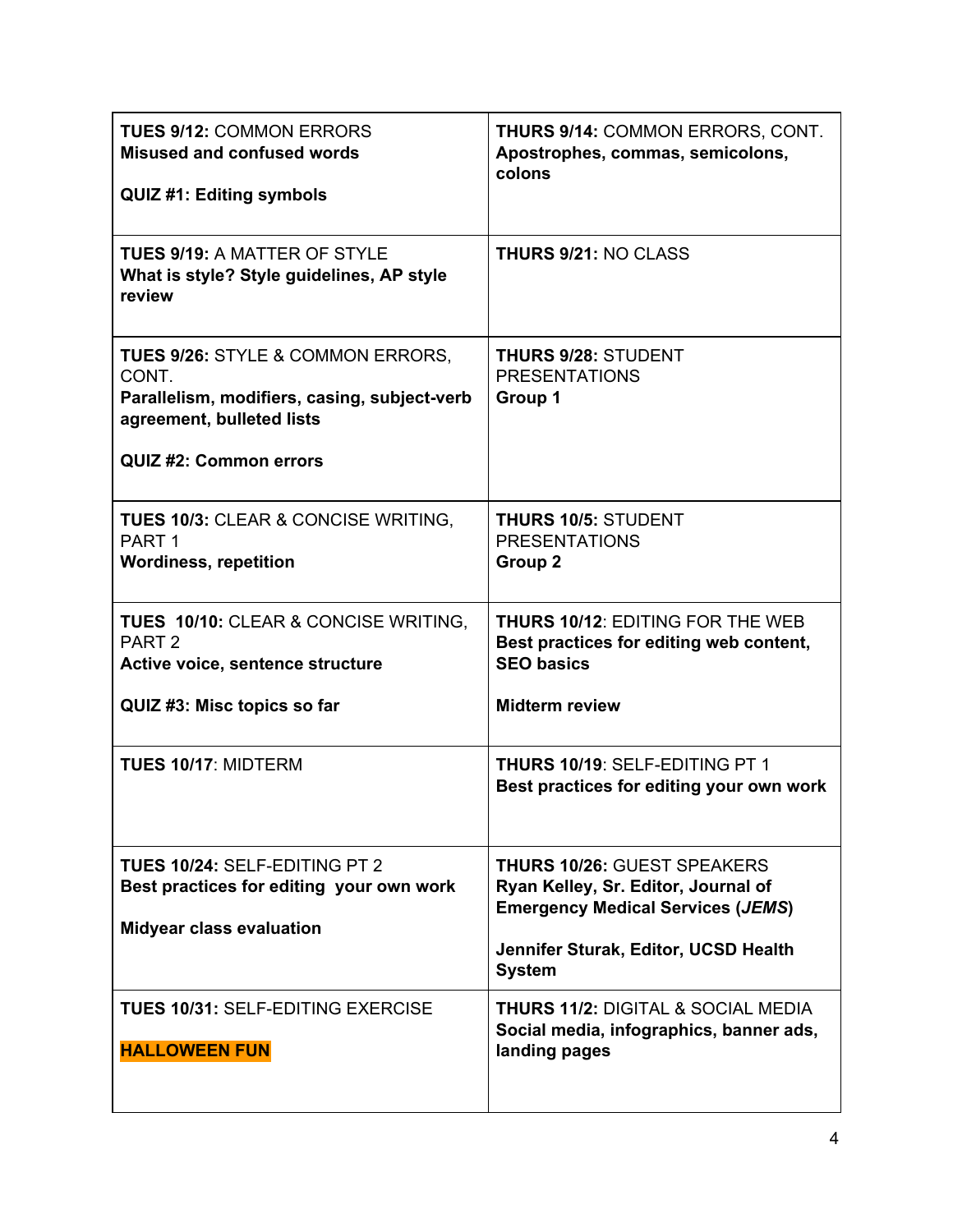| **TUES 9/12:** COMMON ERRORS<br>**Misused and confused words**<br><br>**QUIZ #1: Editing symbols** | **THURS 9/14:** COMMON ERRORS, CONT.<br>**Apostrophes, commas, semicolons, colons** |
|---|---|
| **TUES 9/19:** A MATTER OF STYLE<br>**What is style? Style guidelines, AP style review** | **THURS 9/21:** NO CLASS |
| **TUES 9/26:** STYLE & COMMON ERRORS, CONT.<br>**Parallelism, modifiers, casing, subject-verb agreement, bulleted lists**<br><br>**QUIZ #2: Common errors** | **THURS 9/28:** STUDENT PRESENTATIONS<br>**Group 1** |
| **TUES 10/3:** CLEAR & CONCISE WRITING, PART 1<br>**Wordiness, repetition** | **THURS 10/5:** STUDENT PRESENTATIONS<br>**Group 2** |
| **TUES 10/10:** CLEAR & CONCISE WRITING, PART 2<br>**Active voice, sentence structure**<br><br>**QUIZ #3: Misc topics so far** | **THURS 10/12**: EDITING FOR THE WEB<br>**Best practices for editing web content, SEO basics**<br><br>**Midterm review** |
| **TUES 10/17**: MIDTERM | **THURS 10/19**: SELF-EDITING PT 1<br>**Best practices for editing your own work** |
| **TUES 10/24:** SELF-EDITING PT 2<br>**Best practices for editing your own work**<br><br>**Midyear class evaluation** | **THURS 10/26:** GUEST SPEAKERS<br>**Ryan Kelley, Sr. Editor, Journal of Emergency Medical Services (*JEMS*)**<br><br>**Jennifer Sturak, Editor, UCSD Health System** |
| **TUES 10/31:** SELF-EDITING EXERCISE<br><br>**HALLOWEEN FUN** | **THURS 11/2:** DIGITAL & SOCIAL MEDIA<br>**Social media, infographics, banner ads, landing pages** |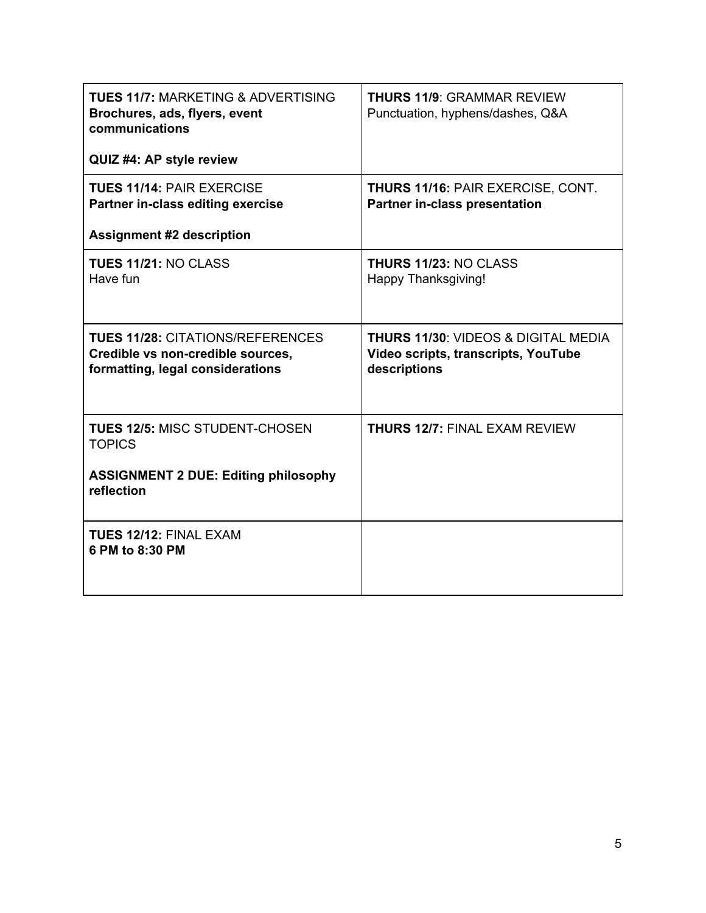| | |
|---|---|
| **TUES 11/7:** MARKETING & ADVERTISING<br>**Brochures, ads, flyers, event communications**<br><br>**QUIZ #4: AP style review** | **THURS 11/9**: GRAMMAR REVIEW<br>Punctuation, hyphens/dashes, Q&A |
| **TUES 11/14:** PAIR EXERCISE<br>**Partner in-class editing exercise**<br><br>**Assignment #2 description** | **THURS 11/16:** PAIR EXERCISE, CONT.<br>**Partner in-class presentation** |
| **TUES 11/21:** NO CLASS<br>Have fun | **THURS 11/23:** NO CLASS<br>Happy Thanksgiving! |
| **TUES 11/28:** CITATIONS/REFERENCES<br>**Credible vs non-credible sources, formatting, legal considerations** | **THURS 11/30**: VIDEOS & DIGITAL MEDIA<br>**Video scripts, transcripts, YouTube descriptions** |
| **TUES 12/5:** MISC STUDENT-CHOSEN TOPICS<br><br>**ASSIGNMENT 2 DUE: Editing philosophy reflection** | **THURS 12/7:** FINAL EXAM REVIEW |
| **TUES 12/12:** FINAL EXAM<br>**6 PM to 8:30 PM** | |